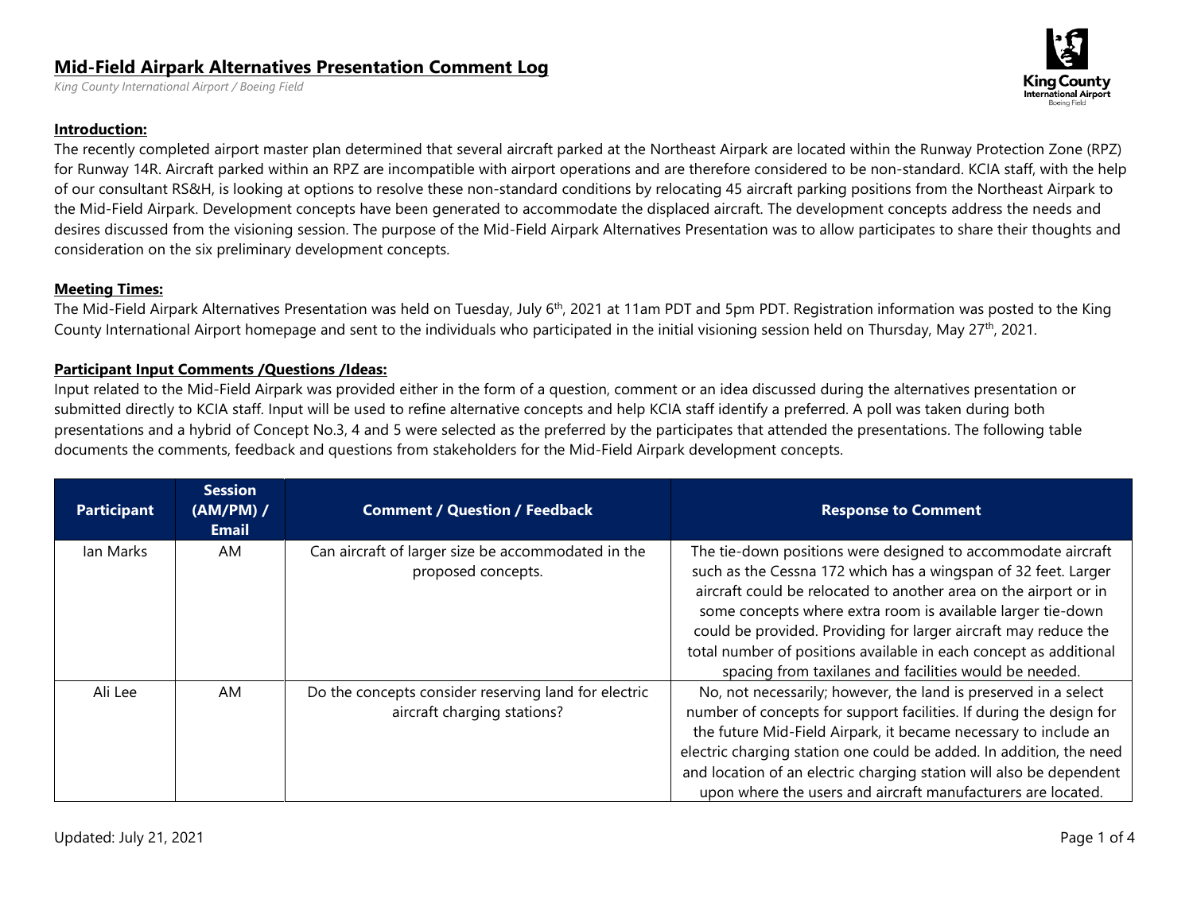# Mid-Field Airpark Alternatives Presentation Comment Log

*King County International Airport / Boeing Field*

## Introduction:

The recently completed airport master plan determined that several aircraft parked at the Northeast Airpark are located within the Runway Protection Zone (RPZ) for Runway 14R. Aircraft parked within an RPZ are incompatible with airport operations and are therefore considered to be non-standard. KCIA staff, with the help of our consultant RS&H, is looking at options to resolve these non-standard conditions by relocating 45 aircraft parking positions from the Northeast Airpark to the Mid-Field Airpark. Development concepts have been generated to accommodate the displaced aircraft. The development concepts address the needs and desires discussed from the visioning session. The purpose of the Mid-Field Airpark Alternatives Presentation was to allow participates to share their thoughts and consideration on the six preliminary development concepts.

## Meeting Times:

The Mid-Field Airpark Alternatives Presentation was held on Tuesday, July 6th, 2021 at 11am PDT and 5pm PDT. Registration information was posted to the King County International Airport homepage and sent to the individuals who participated in the initial visioning session held on Thursday, May 27th, 2021.

## Participant Input Comments /Questions /Ideas:

Input related to the Mid-Field Airpark was provided either in the form of a question, comment or an idea discussed during the alternatives presentation or submitted directly to KCIA staff. Input will be used to refine alternative concepts and help KCIA staff identify a preferred. A poll was taken during both presentations and a hybrid of Concept No.3, 4 and 5 were selected as the preferred by the participates that attended the presentations. The following table documents the comments, feedback and questions from stakeholders for the Mid-Field Airpark development concepts.

| Participant | Session (AM/PM) / Email | Comment / Question / Feedback | Response to Comment |
|---|---|---|---|
| Ian Marks | AM | Can aircraft of larger size be accommodated in the proposed concepts. | The tie-down positions were designed to accommodate aircraft such as the Cessna 172 which has a wingspan of 32 feet. Larger aircraft could be relocated to another area on the airport or in some concepts where extra room is available larger tie-down could be provided. Providing for larger aircraft may reduce the total number of positions available in each concept as additional spacing from taxilanes and facilities would be needed. |
| Ali Lee | AM | Do the concepts consider reserving land for electric aircraft charging stations? | No, not necessarily; however, the land is preserved in a select number of concepts for support facilities. If during the design for the future Mid-Field Airpark, it became necessary to include an electric charging station one could be added. In addition, the need and location of an electric charging station will also be dependent upon where the users and aircraft manufacturers are located. |

Updated: July 21, 2021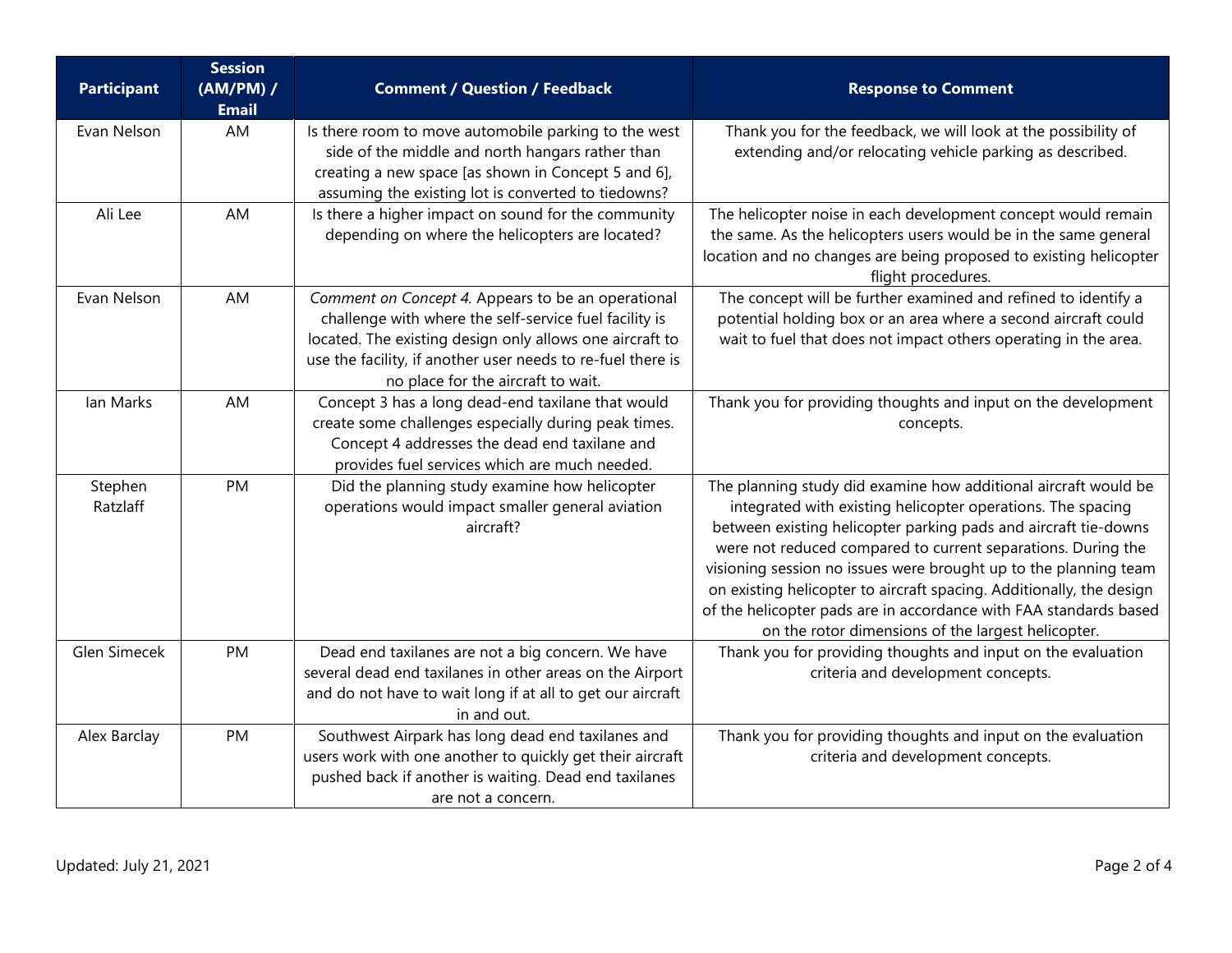| Participant | Session (AM/PM) / Email | Comment / Question / Feedback | Response to Comment |
|---|---|---|---|
| Evan Nelson | AM | Is there room to move automobile parking to the west side of the middle and north hangars rather than creating a new space [as shown in Concept 5 and 6], assuming the existing lot is converted to tiedowns? | Thank you for the feedback, we will look at the possibility of extending and/or relocating vehicle parking as described. |
| Ali Lee | AM | Is there a higher impact on sound for the community depending on where the helicopters are located? | The helicopter noise in each development concept would remain the same. As the helicopters users would be in the same general location and no changes are being proposed to existing helicopter flight procedures. |
| Evan Nelson | AM | *Comment on Concept 4.* Appears to be an operational challenge with where the self-service fuel facility is located. The existing design only allows one aircraft to use the facility, if another user needs to re-fuel there is no place for the aircraft to wait. | The concept will be further examined and refined to identify a potential holding box or an area where a second aircraft could wait to fuel that does not impact others operating in the area. |
| Ian Marks | AM | Concept 3 has a long dead-end taxilane that would create some challenges especially during peak times. Concept 4 addresses the dead end taxilane and provides fuel services which are much needed. | Thank you for providing thoughts and input on the development concepts. |
| Stephen Ratzlaff | PM | Did the planning study examine how helicopter operations would impact smaller general aviation aircraft? | The planning study did examine how additional aircraft would be integrated with existing helicopter operations. The spacing between existing helicopter parking pads and aircraft tie-downs were not reduced compared to current separations. During the visioning session no issues were brought up to the planning team on existing helicopter to aircraft spacing. Additionally, the design of the helicopter pads are in accordance with FAA standards based on the rotor dimensions of the largest helicopter. |
| Glen Simecek | PM | Dead end taxilanes are not a big concern. We have several dead end taxilanes in other areas on the Airport and do not have to wait long if at all to get our aircraft in and out. | Thank you for providing thoughts and input on the evaluation criteria and development concepts. |
| Alex Barclay | PM | Southwest Airpark has long dead end taxilanes and users work with one another to quickly get their aircraft pushed back if another is waiting. Dead end taxilanes are not a concern. | Thank you for providing thoughts and input on the evaluation criteria and development concepts. |

Updated: July 21, 2021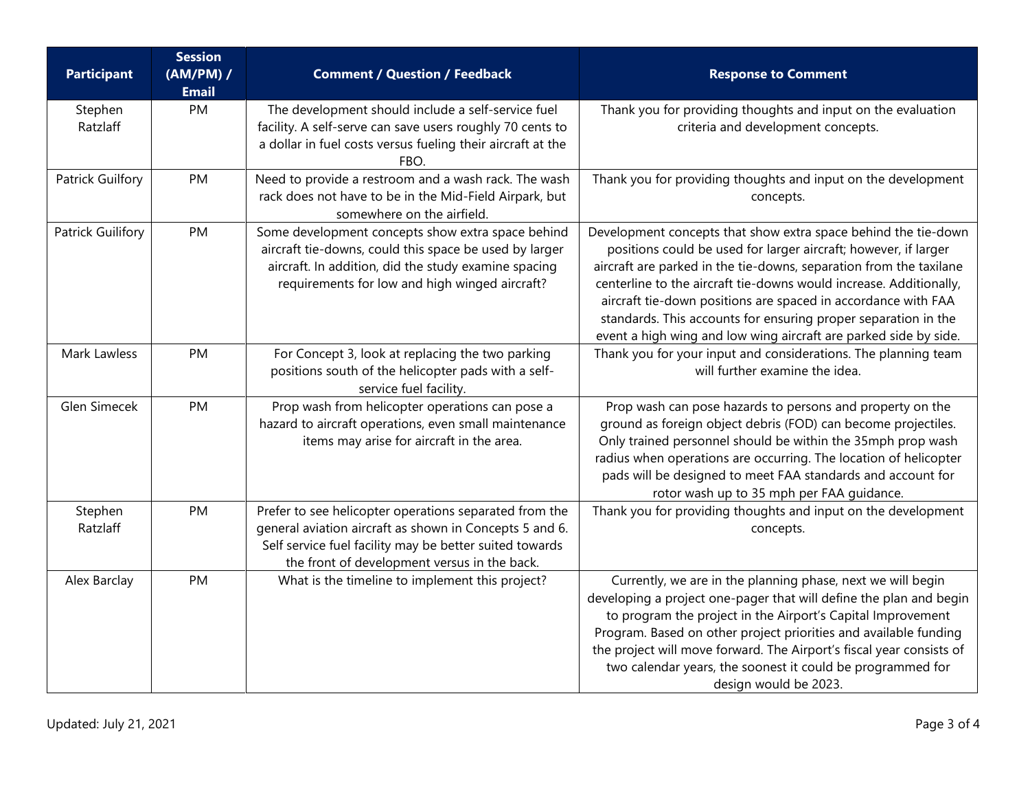| Participant | Session (AM/PM) / Email | Comment / Question / Feedback | Response to Comment |
|---|---|---|---|
| Stephen Ratzlaff | PM | The development should include a self-service fuel facility. A self-serve can save users roughly 70 cents to a dollar in fuel costs versus fueling their aircraft at the FBO. | Thank you for providing thoughts and input on the evaluation criteria and development concepts. |
| Patrick Guilfory | PM | Need to provide a restroom and a wash rack. The wash rack does not have to be in the Mid-Field Airpark, but somewhere on the airfield. | Thank you for providing thoughts and input on the development concepts. |
| Patrick Guilifory | PM | Some development concepts show extra space behind aircraft tie-downs, could this space be used by larger aircraft. In addition, did the study examine spacing requirements for low and high winged aircraft? | Development concepts that show extra space behind the tie-down positions could be used for larger aircraft; however, if larger aircraft are parked in the tie-downs, separation from the taxilane centerline to the aircraft tie-downs would increase. Additionally, aircraft tie-down positions are spaced in accordance with FAA standards. This accounts for ensuring proper separation in the event a high wing and low wing aircraft are parked side by side. |
| Mark Lawless | PM | For Concept 3, look at replacing the two parking positions south of the helicopter pads with a self-service fuel facility. | Thank you for your input and considerations. The planning team will further examine the idea. |
| Glen Simecek | PM | Prop wash from helicopter operations can pose a hazard to aircraft operations, even small maintenance items may arise for aircraft in the area. | Prop wash can pose hazards to persons and property on the ground as foreign object debris (FOD) can become projectiles. Only trained personnel should be within the 35mph prop wash radius when operations are occurring. The location of helicopter pads will be designed to meet FAA standards and account for rotor wash up to 35 mph per FAA guidance. |
| Stephen Ratzlaff | PM | Prefer to see helicopter operations separated from the general aviation aircraft as shown in Concepts 5 and 6. Self service fuel facility may be better suited towards the front of development versus in the back. | Thank you for providing thoughts and input on the development concepts. |
| Alex Barclay | PM | What is the timeline to implement this project? | Currently, we are in the planning phase, next we will begin developing a project one-pager that will define the plan and begin to program the project in the Airport's Capital Improvement Program. Based on other project priorities and available funding the project will move forward. The Airport's fiscal year consists of two calendar years, the soonest it could be programmed for design would be 2023. |

Updated: July 21, 2021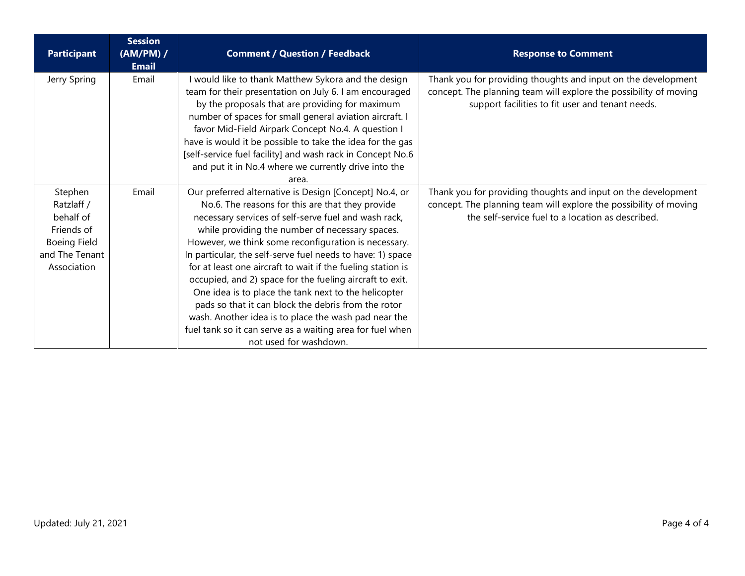| Participant | Session (AM/PM) / Email | Comment / Question / Feedback | Response to Comment |
|---|---|---|---|
| Jerry Spring | Email | I would like to thank Matthew Sykora and the design team for their presentation on July 6. I am encouraged by the proposals that are providing for maximum number of spaces for small general aviation aircraft. I favor Mid-Field Airpark Concept No.4. A question I have is would it be possible to take the idea for the gas [self-service fuel facility] and wash rack in Concept No.6 and put it in No.4 where we currently drive into the area. | Thank you for providing thoughts and input on the development concept. The planning team will explore the possibility of moving support facilities to fit user and tenant needs. |
| Stephen Ratzlaff / behalf of Friends of Boeing Field and The Tenant Association | Email | Our preferred alternative is Design [Concept] No.4, or No.6. The reasons for this are that they provide necessary services of self-serve fuel and wash rack, while providing the number of necessary spaces. However, we think some reconfiguration is necessary. In particular, the self-serve fuel needs to have: 1) space for at least one aircraft to wait if the fueling station is occupied, and 2) space for the fueling aircraft to exit. One idea is to place the tank next to the helicopter pads so that it can block the debris from the rotor wash. Another idea is to place the wash pad near the fuel tank so it can serve as a waiting area for fuel when not used for washdown. | Thank you for providing thoughts and input on the development concept. The planning team will explore the possibility of moving the self-service fuel to a location as described. |

Updated: July 21, 2021